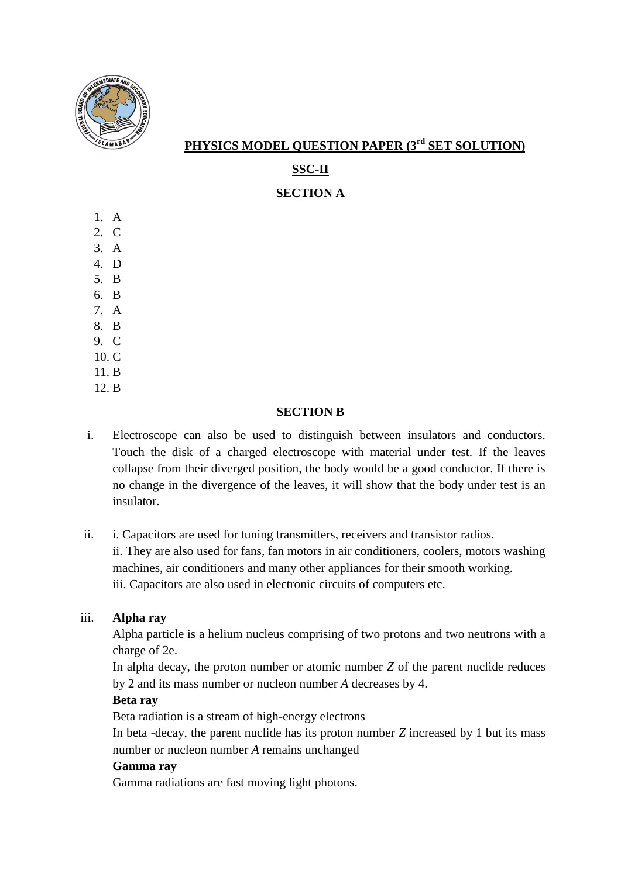# PHYSICS MODEL QUESTION PAPER (3rd SET SOLUTION)

## SSC-II

### SECTION A

1. A
2. C
3. A
4. D
5. B
6. B
7. A
8. B
9. C
10. C
11. B
12. B

### SECTION B

i. Electroscope can also be used to distinguish between insulators and conductors. Touch the disk of a charged electroscope with material under test. If the leaves collapse from their diverged position, the body would be a good conductor. If there is no change in the divergence of the leaves, it will show that the body under test is an insulator.

ii. i. Capacitors are used for tuning transmitters, receivers and transistor radios.
ii. They are also used for fans, fan motors in air conditioners, coolers, motors washing machines, air conditioners and many other appliances for their smooth working.
iii. Capacitors are also used in electronic circuits of computers etc.

iii. **Alpha ray**
Alpha particle is a helium nucleus comprising of two protons and two neutrons with a charge of 2e.
In alpha decay, the proton number or atomic number $Z$ of the parent nuclide reduces by 2 and its mass number or nucleon number $A$ decreases by 4.
**Beta ray**
Beta radiation is a stream of high-energy electrons
In beta -decay, the parent nuclide has its proton number $Z$ increased by 1 but its mass number or nucleon number $A$ remains unchanged
**Gamma ray**
Gamma radiations are fast moving light photons.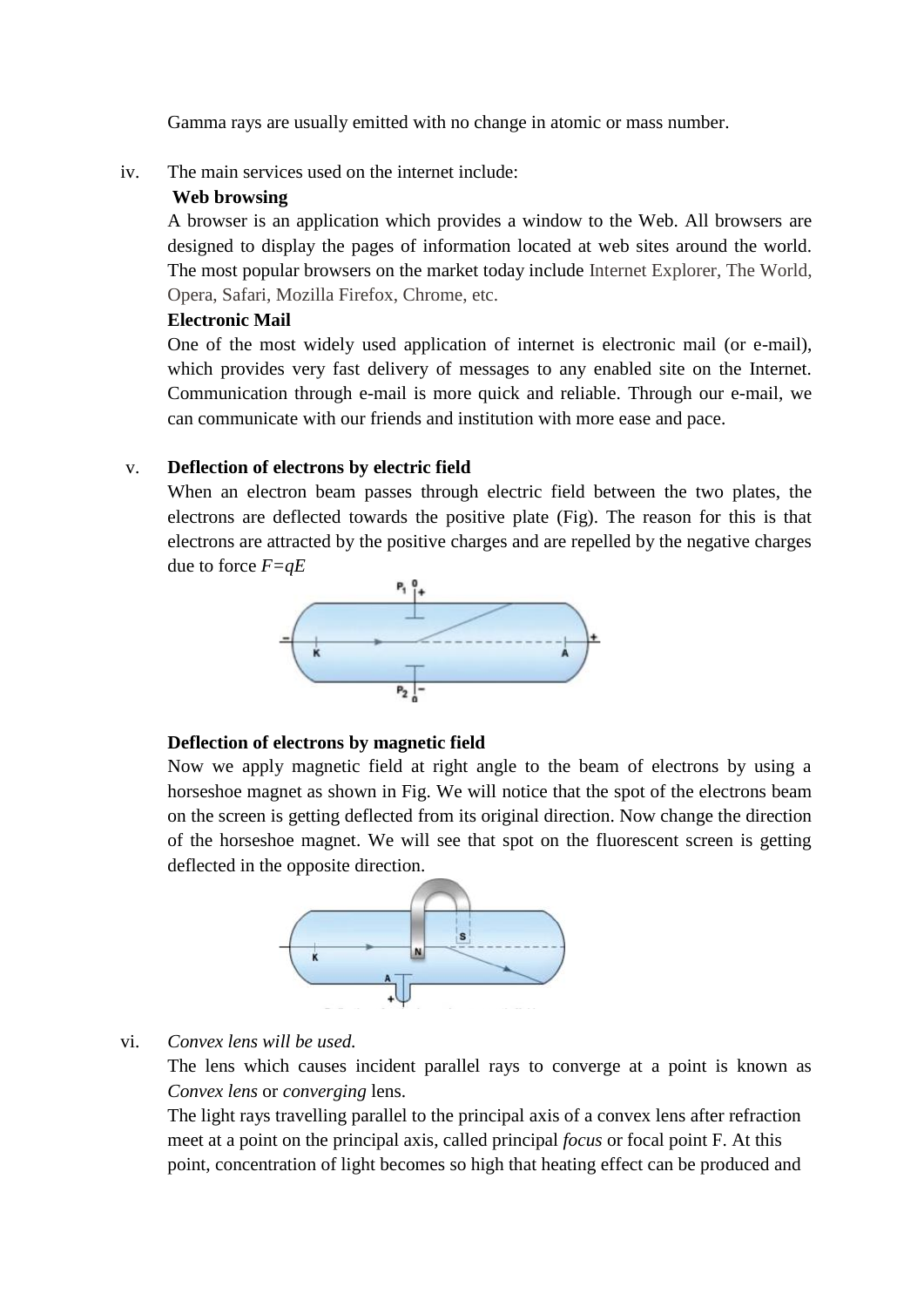Gamma rays are usually emitted with no change in atomic or mass number.

iv. The main services used on the internet include:

**Web browsing**

A browser is an application which provides a window to the Web. All browsers are designed to display the pages of information located at web sites around the world. The most popular browsers on the market today include Internet Explorer, The World, Opera, Safari, Mozilla Firefox, Chrome, etc.

**Electronic Mail**

One of the most widely used application of internet is electronic mail (or e-mail), which provides very fast delivery of messages to any enabled site on the Internet. Communication through e-mail is more quick and reliable. Through our e-mail, we can communicate with our friends and institution with more ease and pace.

v. **Deflection of electrons by electric field**

When an electron beam passes through electric field between the two plates, the electrons are deflected towards the positive plate (Fig). The reason for this is that electrons are attracted by the positive charges and are repelled by the negative charges due to force $F=qE$

**Deflection of electrons by magnetic field**

Now we apply magnetic field at right angle to the beam of electrons by using a horseshoe magnet as shown in Fig. We will notice that the spot of the electrons beam on the screen is getting deflected from its original direction. Now change the direction of the horseshoe magnet. We will see that spot on the fluorescent screen is getting deflected in the opposite direction.

vi. *Convex lens will be used.*

The lens which causes incident parallel rays to converge at a point is known as *Convex lens* or *converging* lens.

The light rays travelling parallel to the principal axis of a convex lens after refraction meet at a point on the principal axis, called principal *focus* or focal point F. At this point, concentration of light becomes so high that heating effect can be produced and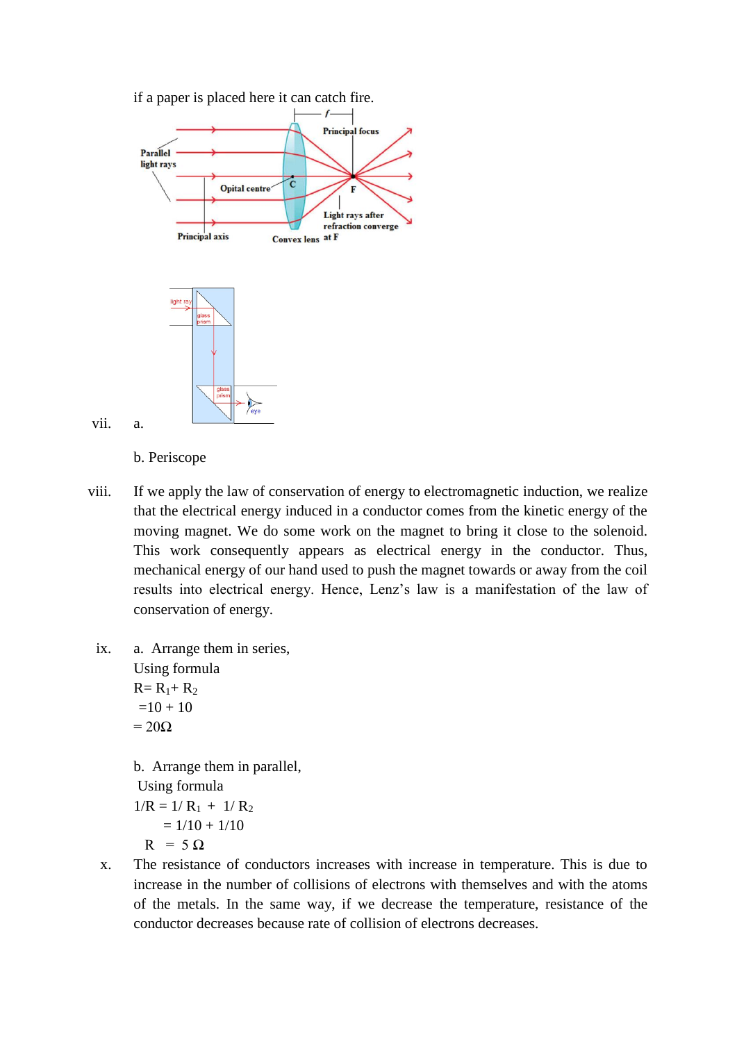if a paper is placed here it can catch fire.

vii. a.

b. Periscope

viii. If we apply the law of conservation of energy to electromagnetic induction, we realize that the electrical energy induced in a conductor comes from the kinetic energy of the moving magnet. We do some work on the magnet to bring it close to the solenoid. This work consequently appears as electrical energy in the conductor. Thus, mechanical energy of our hand used to push the magnet towards or away from the coil results into electrical energy. Hence, Lenz's law is a manifestation of the law of conservation of energy.

ix. a. Arrange them in series,

Using formula

$R = R_1 + R_2$

$= 10 + 10$

$= 20\Omega$

b. Arrange them in parallel,

Using formula

$1/R = 1/R_1 + 1/R_2$

$= 1/10 + 1/10$

$R = 5\ \Omega$

x. The resistance of conductors increases with increase in temperature. This is due to increase in the number of collisions of electrons with themselves and with the atoms of the metals. In the same way, if we decrease the temperature, resistance of the conductor decreases because rate of collision of electrons decreases.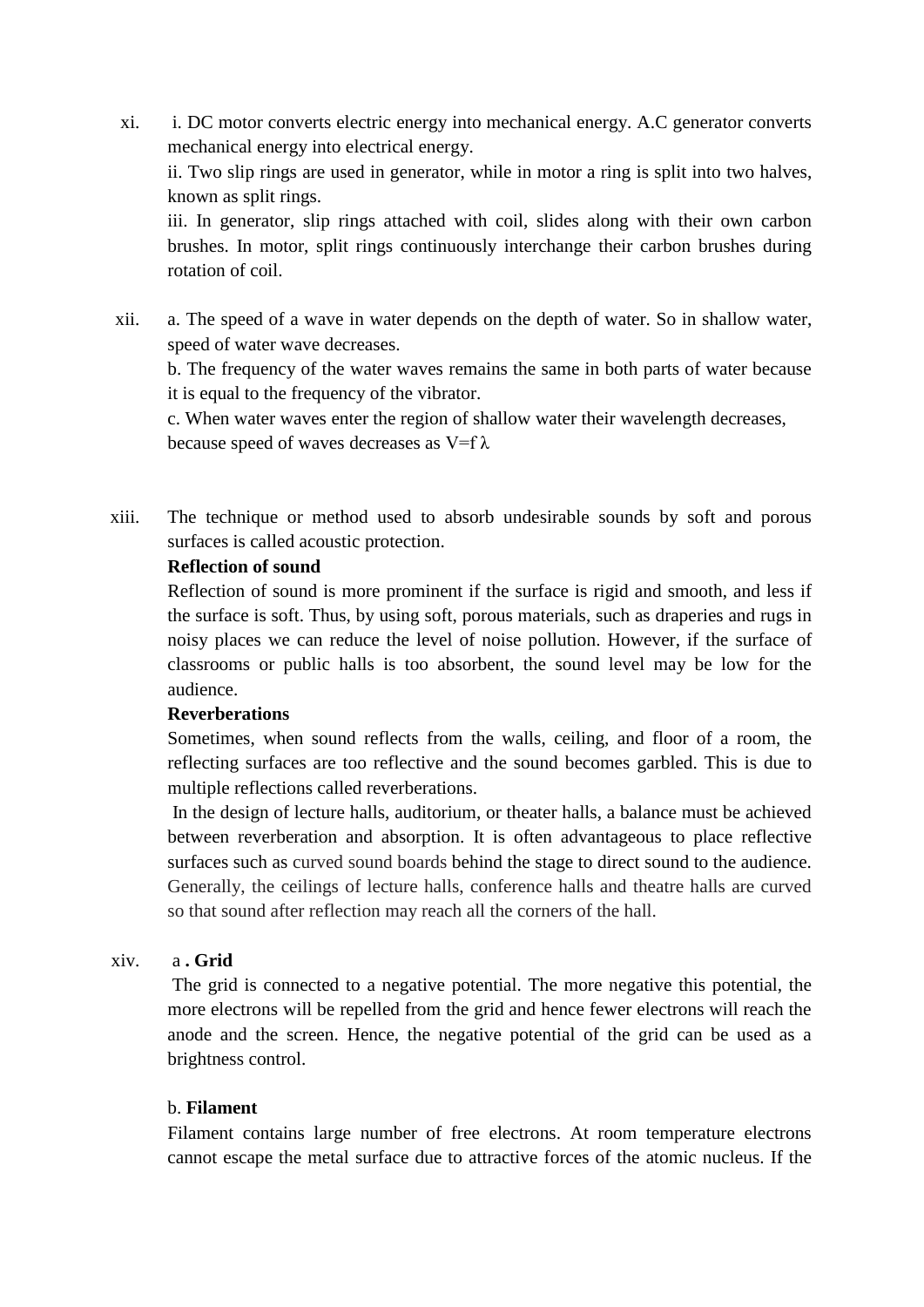xi. i. DC motor converts electric energy into mechanical energy. A.C generator converts mechanical energy into electrical energy.

ii. Two slip rings are used in generator, while in motor a ring is split into two halves, known as split rings.

iii. In generator, slip rings attached with coil, slides along with their own carbon brushes. In motor, split rings continuously interchange their carbon brushes during rotation of coil.

xii. a. The speed of a wave in water depends on the depth of water. So in shallow water, speed of water wave decreases.

b. The frequency of the water waves remains the same in both parts of water because it is equal to the frequency of the vibrator.

c. When water waves enter the region of shallow water their wavelength decreases, because speed of waves decreases as $V=f\lambda$

xiii. The technique or method used to absorb undesirable sounds by soft and porous surfaces is called acoustic protection.

**Reflection of sound**

Reflection of sound is more prominent if the surface is rigid and smooth, and less if the surface is soft. Thus, by using soft, porous materials, such as draperies and rugs in noisy places we can reduce the level of noise pollution. However, if the surface of classrooms or public halls is too absorbent, the sound level may be low for the audience.

**Reverberations**

Sometimes, when sound reflects from the walls, ceiling, and floor of a room, the reflecting surfaces are too reflective and the sound becomes garbled. This is due to multiple reflections called reverberations.

In the design of lecture halls, auditorium, or theater halls, a balance must be achieved between reverberation and absorption. It is often advantageous to place reflective surfaces such as curved sound boards behind the stage to direct sound to the audience. Generally, the ceilings of lecture halls, conference halls and theatre halls are curved so that sound after reflection may reach all the corners of the hall.

xiv. a **. Grid**

The grid is connected to a negative potential. The more negative this potential, the more electrons will be repelled from the grid and hence fewer electrons will reach the anode and the screen. Hence, the negative potential of the grid can be used as a brightness control.

b. **Filament**

Filament contains large number of free electrons. At room temperature electrons cannot escape the metal surface due to attractive forces of the atomic nucleus. If the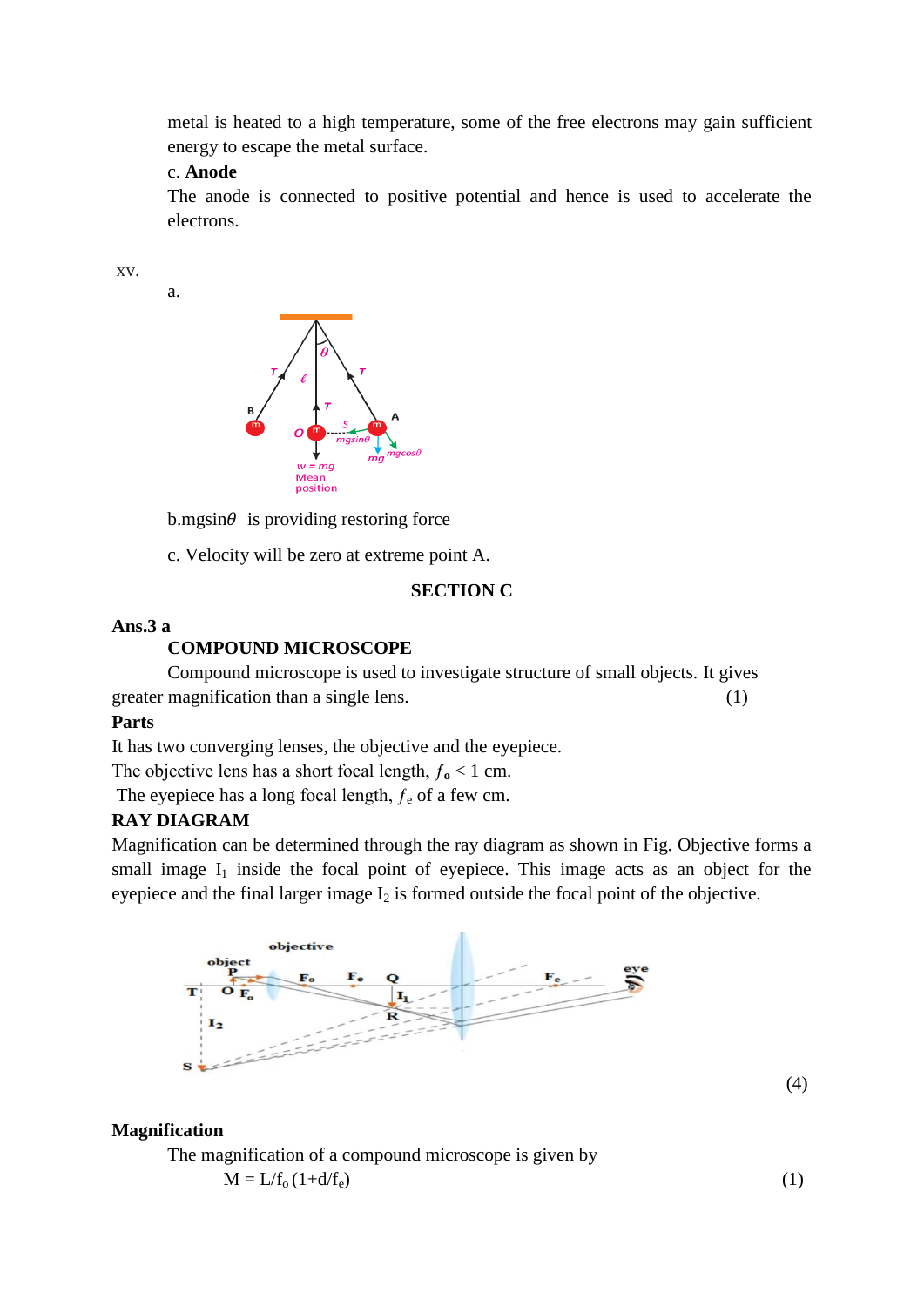metal is heated to a high temperature, some of the free electrons may gain sufficient energy to escape the metal surface.

c. **Anode**

The anode is connected to positive potential and hence is used to accelerate the electrons.

xv.

a.

b. $mg\sin\theta$ is providing restoring force

c. Velocity will be zero at extreme point A.

**SECTION C**

**Ans.3 a**

**COMPOUND MICROSCOPE**

Compound microscope is used to investigate structure of small objects. It gives greater magnification than a single lens. (1)

**Parts**

It has two converging lenses, the objective and the eyepiece.

The objective lens has a short focal length, $f_o < 1$ cm.

The eyepiece has a long focal length, $f_e$ of a few cm.

**RAY DIAGRAM**

Magnification can be determined through the ray diagram as shown in Fig. Objective forms a small image $I_1$ inside the focal point of eyepiece. This image acts as an object for the eyepiece and the final larger image $I_2$ is formed outside the focal point of the objective.

(4)

**Magnification**

The magnification of a compound microscope is given by

$$M = L/f_o\,(1+d/f_e) \quad (1)$$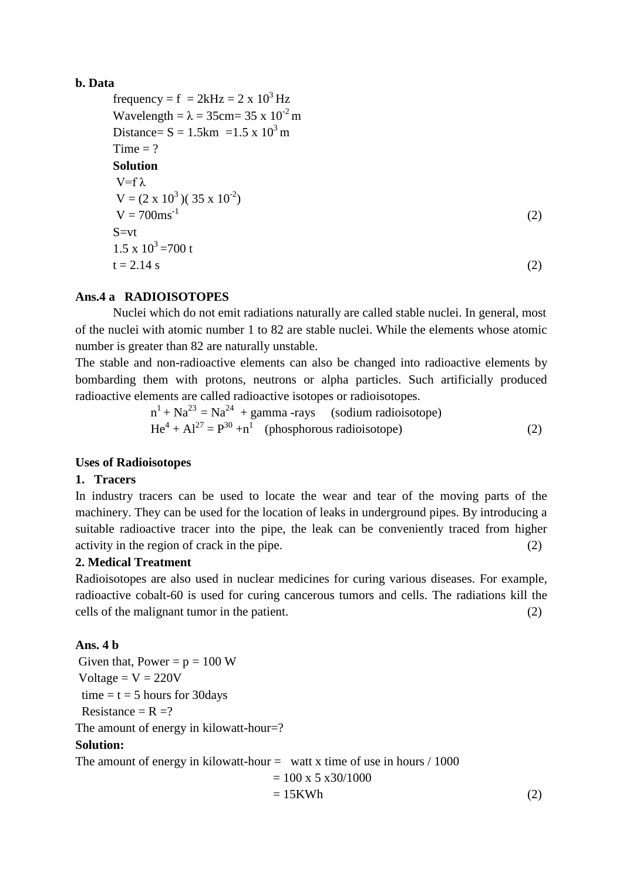**b. Data**

frequency = f = 2kHz = $2 \times 10^3$ Hz
Wavelength = $\lambda$ = 35cm= $35 \times 10^{-2}$ m
Distance= S = 1.5km = $1.5 \times 10^3$ m
Time = ?

**Solution**

$V = f\lambda$
$V = (2 \times 10^3)(35 \times 10^{-2})$
$V = 700 ms^{-1}$ (2)
$S = vt$
$1.5 \times 10^3 = 700\, t$
$t = 2.14$ s (2)

**Ans.4 a RADIOISOTOPES**

Nuclei which do not emit radiations naturally are called stable nuclei. In general, most of the nuclei with atomic number 1 to 82 are stable nuclei. While the elements whose atomic number is greater than 82 are naturally unstable.

The stable and non-radioactive elements can also be changed into radioactive elements by bombarding them with protons, neutrons or alpha particles. Such artificially produced radioactive elements are called radioactive isotopes or radioisotopes.

$n^1 + Na^{23} = Na^{24}$ + gamma -rays (sodium radioisotope)
$He^4 + Al^{27} = P^{30} + n^1$ (phosphorous radioisotope) (2)

**Uses of Radioisotopes**

**1. Tracers**

In industry tracers can be used to locate the wear and tear of the moving parts of the machinery. They can be used for the location of leaks in underground pipes. By introducing a suitable radioactive tracer into the pipe, the leak can be conveniently traced from higher activity in the region of crack in the pipe. (2)

**2. Medical Treatment**

Radioisotopes are also used in nuclear medicines for curing various diseases. For example, radioactive cobalt-60 is used for curing cancerous tumors and cells. The radiations kill the cells of the malignant tumor in the patient. (2)

**Ans. 4 b**

Given that, Power = p = 100 W
Voltage = V = 220V
time = t = 5 hours for 30days
Resistance = R =?
The amount of energy in kilowatt-hour=?

**Solution:**

The amount of energy in kilowatt-hour = watt x time of use in hours / 1000
= 100 x 5 x30/1000
= 15KWh (2)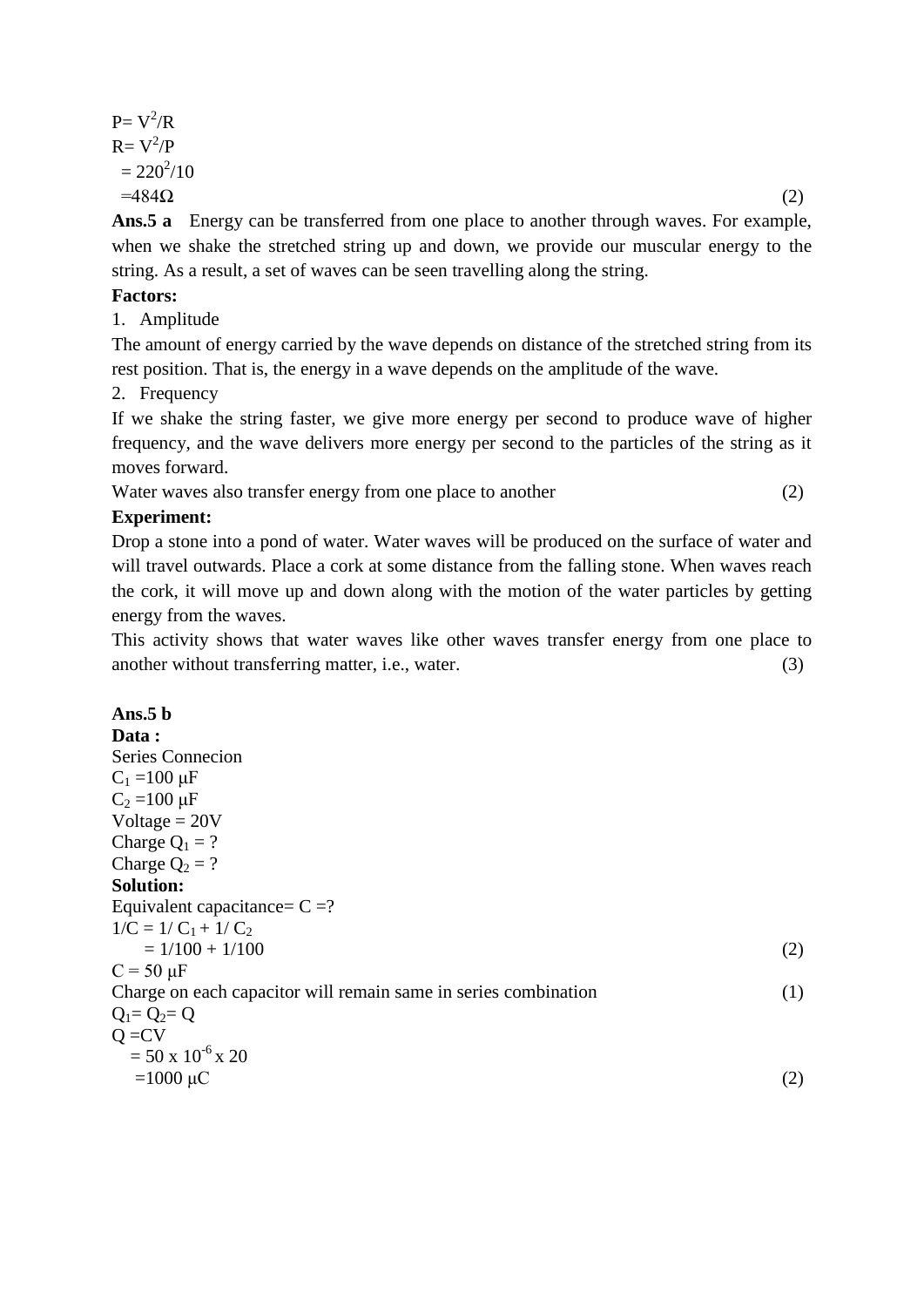$P = V^2/R$

$R = V^2/P$

$= 220^2/10$

$= 484\Omega$ (2)

**Ans.5 a** Energy can be transferred from one place to another through waves. For example, when we shake the stretched string up and down, we provide our muscular energy to the string. As a result, a set of waves can be seen travelling along the string.

**Factors:**

1. Amplitude

The amount of energy carried by the wave depends on distance of the stretched string from its rest position. That is, the energy in a wave depends on the amplitude of the wave.

2. Frequency

If we shake the string faster, we give more energy per second to produce wave of higher frequency, and the wave delivers more energy per second to the particles of the string as it moves forward.

Water waves also transfer energy from one place to another (2)

**Experiment:**

Drop a stone into a pond of water. Water waves will be produced on the surface of water and will travel outwards. Place a cork at some distance from the falling stone. When waves reach the cork, it will move up and down along with the motion of the water particles by getting energy from the waves.

This activity shows that water waves like other waves transfer energy from one place to another without transferring matter, i.e., water. (3)

**Ans.5 b**

**Data :**

Series Connecion

$C_1 = 100\ \mu F$

$C_2 = 100\ \mu F$

Voltage = 20V

Charge $Q_1 = ?$

Charge $Q_2 = ?$

**Solution:**

Equivalent capacitance= $C = ?$

$1/C = 1/C_1 + 1/C_2$

$= 1/100 + 1/100$ (2)

$C = 50\ \mu F$

Charge on each capacitor will remain same in series combination (1)

$Q_1 = Q_2 = Q$

$Q = CV$

$= 50 \times 10^{-6} \times 20$

$= 1000\ \mu C$ (2)